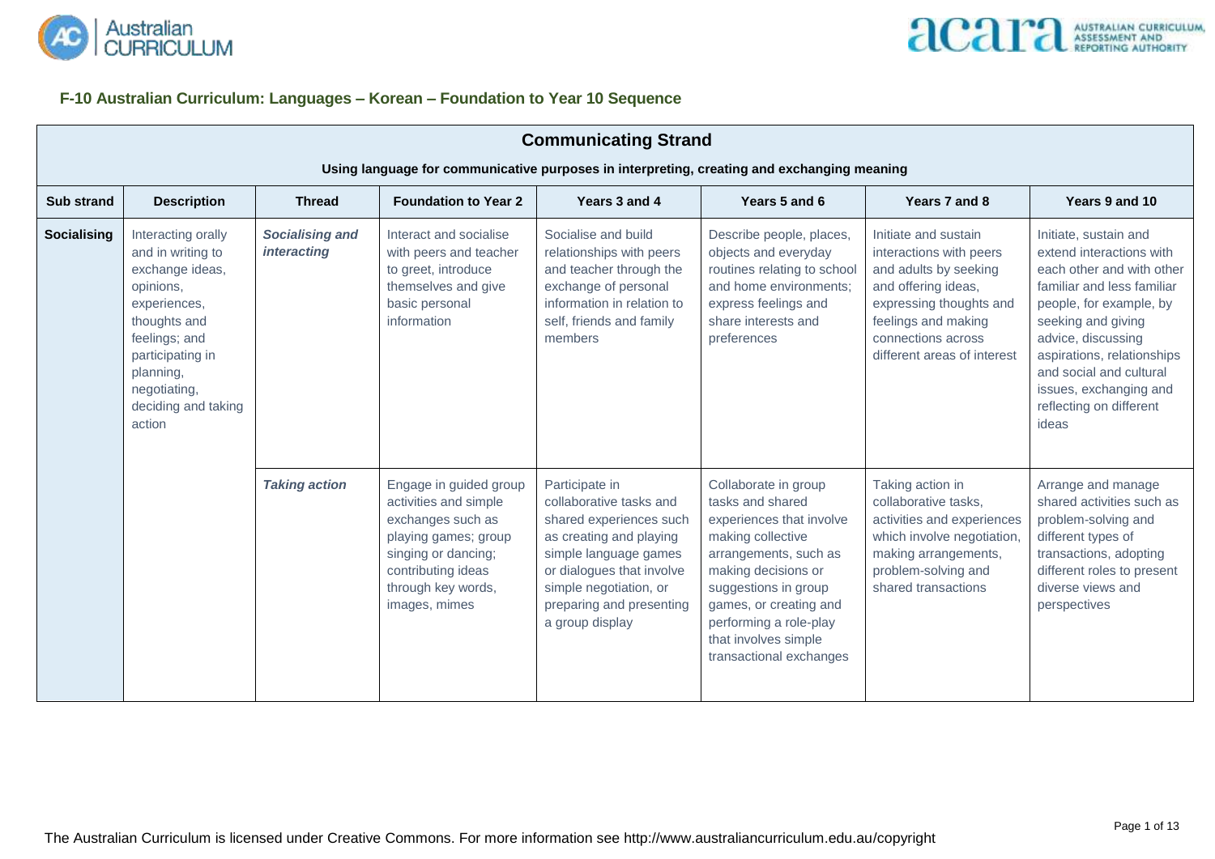## F-10 Australian Curriculum: Languages – Korean – Foundation to Year 10 Sequence

| Communicating Strand | | | | | | | |
|---|---|---|---|---|---|---|---|
| **Using language for communicative purposes in interpreting, creating and exchanging meaning** | | | | | | | |
| **Sub strand** | **Description** | **Thread** | **Foundation to Year 2** | **Years 3 and 4** | **Years 5 and 6** | **Years 7 and 8** | **Years 9 and 10** |
| **Socialising** | Interacting orally and in writing to exchange ideas, opinions, experiences, thoughts and feelings; and participating in planning, negotiating, deciding and taking action | ***Socialising and interacting*** | Interact and socialise with peers and teacher to greet, introduce themselves and give basic personal information | Socialise and build relationships with peers and teacher through the exchange of personal information in relation to self, friends and family members | Describe people, places, objects and everyday routines relating to school and home environments; express feelings and share interests and preferences | Initiate and sustain interactions with peers and adults by seeking and offering ideas, expressing thoughts and feelings and making connections across different areas of interest | Initiate, sustain and extend interactions with each other and with other familiar and less familiar people, for example, by seeking and giving advice, discussing aspirations, relationships and social and cultural issues, exchanging and reflecting on different ideas |
| | | ***Taking action*** | Engage in guided group activities and simple exchanges such as playing games; group singing or dancing; contributing ideas through key words, images, mimes | Participate in collaborative tasks and shared experiences such as creating and playing simple language games or dialogues that involve simple negotiation, or preparing and presenting a group display | Collaborate in group tasks and shared experiences that involve making collective arrangements, such as making decisions or suggestions in group games, or creating and performing a role-play that involves simple transactional exchanges | Taking action in collaborative tasks, activities and experiences which involve negotiation, making arrangements, problem-solving and shared transactions | Arrange and manage shared activities such as problem-solving and different types of transactions, adopting different roles to present diverse views and perspectives |

The Australian Curriculum is licensed under Creative Commons. For more information see http://www.australiancurriculum.edu.au/copyright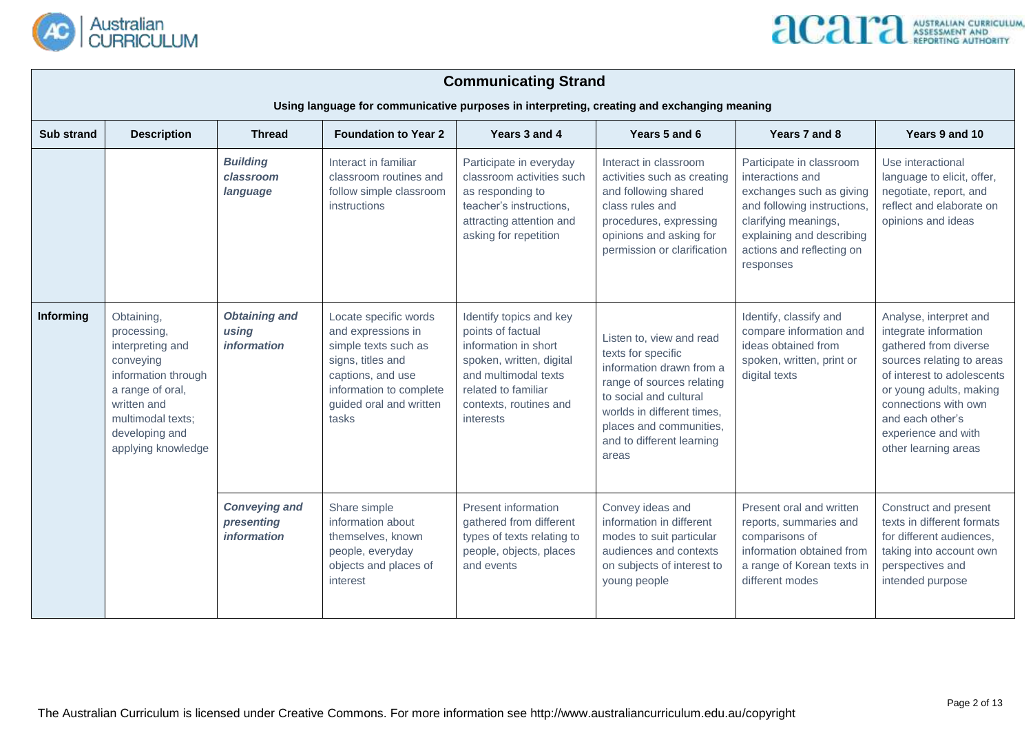| Communicating Strand | | | | | | | |
|---|---|---|---|---|---|---|---|
| **Using language for communicative purposes in interpreting, creating and exchanging meaning** | | | | | | | |
| **Sub strand** | **Description** | **Thread** | **Foundation to Year 2** | **Years 3 and 4** | **Years 5 and 6** | **Years 7 and 8** | **Years 9 and 10** |
| | | ***Building classroom language*** | Interact in familiar classroom routines and follow simple classroom instructions | Participate in everyday classroom activities such as responding to teacher's instructions, attracting attention and asking for repetition | Interact in classroom activities such as creating and following shared class rules and procedures, expressing opinions and asking for permission or clarification | Participate in classroom interactions and exchanges such as giving and following instructions, clarifying meanings, explaining and describing actions and reflecting on responses | Use interactional language to elicit, offer, negotiate, report, and reflect and elaborate on opinions and ideas |
| **Informing** | Obtaining, processing, interpreting and conveying information through a range of oral, written and multimodal texts; developing and applying knowledge | ***Obtaining and using information*** | Locate specific words and expressions in simple texts such as signs, titles and captions, and use information to complete guided oral and written tasks | Identify topics and key points of factual information in short spoken, written, digital and multimodal texts related to familiar contexts, routines and interests | Listen to, view and read texts for specific information drawn from a range of sources relating to social and cultural worlds in different times, places and communities, and to different learning areas | Identify, classify and compare information and ideas obtained from spoken, written, print or digital texts | Analyse, interpret and integrate information gathered from diverse sources relating to areas of interest to adolescents or young adults, making connections with own and each other's experience and with other learning areas |
| | | ***Conveying and presenting information*** | Share simple information about themselves, known people, everyday objects and places of interest | Present information gathered from different types of texts relating to people, objects, places and events | Convey ideas and information in different modes to suit particular audiences and contexts on subjects of interest to young people | Present oral and written reports, summaries and comparisons of information obtained from a range of Korean texts in different modes | Construct and present texts in different formats for different audiences, taking into account own perspectives and intended purpose |

The Australian Curriculum is licensed under Creative Commons. For more information see http://www.australiancurriculum.edu.au/copyright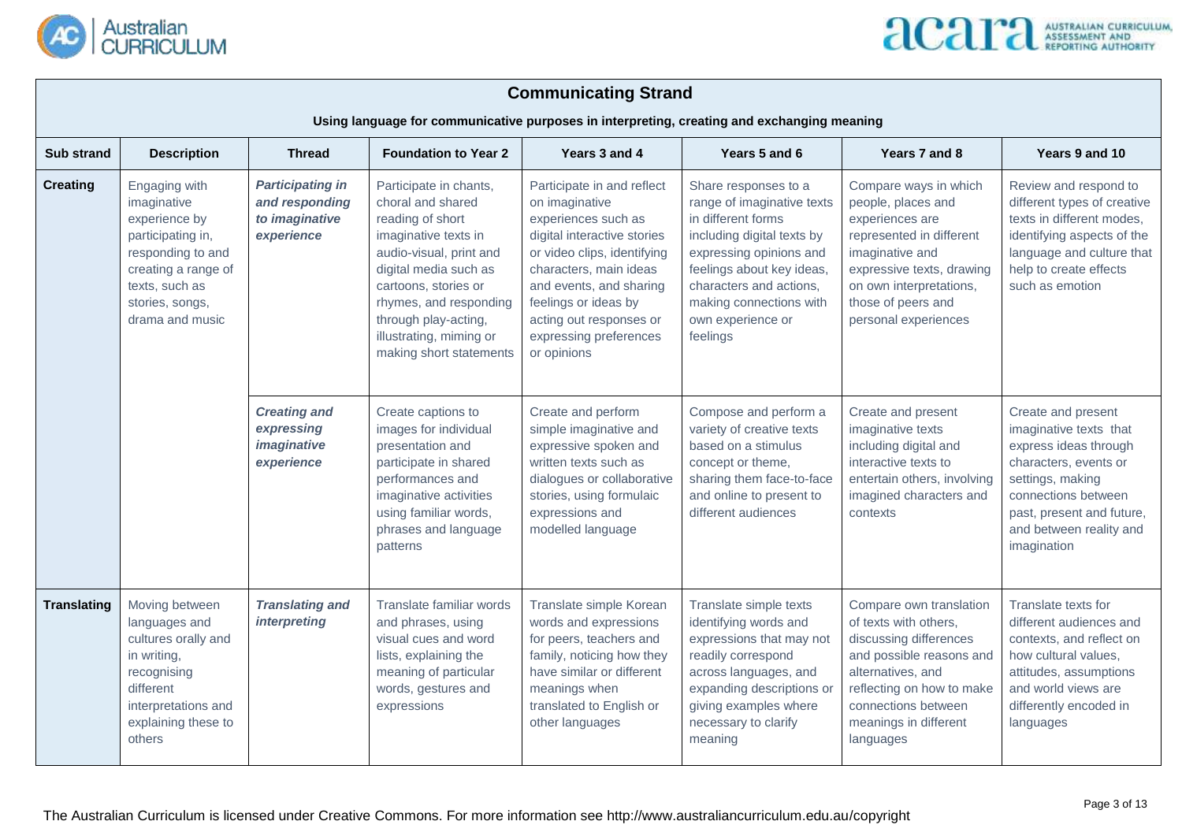## Communicating Strand

**Using language for communicative purposes in interpreting, creating and exchanging meaning**

| Sub strand | Description | Thread | Foundation to Year 2 | Years 3 and 4 | Years 5 and 6 | Years 7 and 8 | Years 9 and 10 |
|---|---|---|---|---|---|---|---|
| **Creating** | Engaging with imaginative experience by participating in, responding to and creating a range of texts, such as stories, songs, drama and music | ***Participating in and responding to imaginative experience*** | Participate in chants, choral and shared reading of short imaginative texts in audio-visual, print and digital media such as cartoons, stories or rhymes, and responding through play-acting, illustrating, miming or making short statements | Participate in and reflect on imaginative experiences such as digital interactive stories or video clips, identifying characters, main ideas and events, and sharing feelings or ideas by acting out responses or expressing preferences or opinions | Share responses to a range of imaginative texts in different forms including digital texts by expressing opinions and feelings about key ideas, characters and actions, making connections with own experience or feelings | Compare ways in which people, places and experiences are represented in different imaginative and expressive texts, drawing on own interpretations, those of peers and personal experiences | Review and respond to different types of creative texts in different modes, identifying aspects of the language and culture that help to create effects such as emotion |
| | | ***Creating and expressing imaginative experience*** | Create captions to images for individual presentation and participate in shared performances and imaginative activities using familiar words, phrases and language patterns | Create and perform simple imaginative and expressive spoken and written texts such as dialogues or collaborative stories, using formulaic expressions and modelled language | Compose and perform a variety of creative texts based on a stimulus concept or theme, sharing them face-to-face and online to present to different audiences | Create and present imaginative texts including digital and interactive texts to entertain others, involving imagined characters and contexts | Create and present imaginative texts that express ideas through characters, events or settings, making connections between past, present and future, and between reality and imagination |
| **Translating** | Moving between languages and cultures orally and in writing, recognising different interpretations and explaining these to others | ***Translating and interpreting*** | Translate familiar words and phrases, using visual cues and word lists, explaining the meaning of particular words, gestures and expressions | Translate simple Korean words and expressions for peers, teachers and family, noticing how they have similar or different meanings when translated to English or other languages | Translate simple texts identifying words and expressions that may not readily correspond across languages, and expanding descriptions or giving examples where necessary to clarify meaning | Compare own translation of texts with others, discussing differences and possible reasons and alternatives, and reflecting on how to make connections between meanings in different languages | Translate texts for different audiences and contexts, and reflect on how cultural values, attitudes, assumptions and world views are differently encoded in languages |

The Australian Curriculum is licensed under Creative Commons. For more information see http://www.australiancurriculum.edu.au/copyright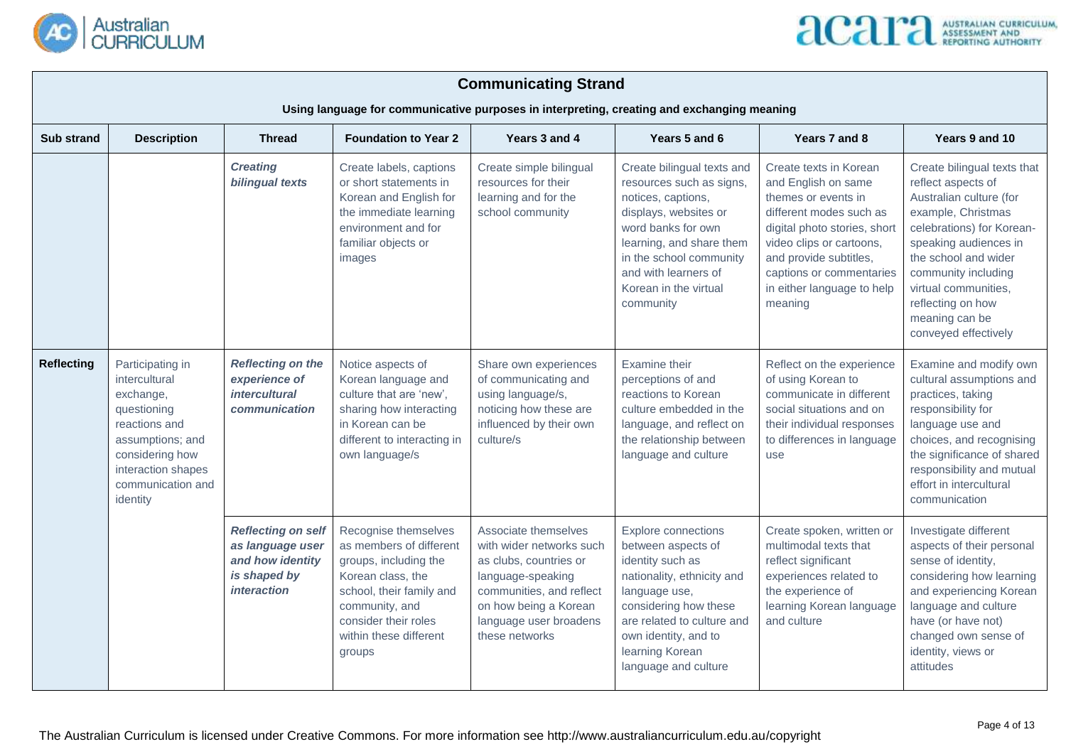## Communicating Strand

**Using language for communicative purposes in interpreting, creating and exchanging meaning**

| Sub strand | Description | Thread | Foundation to Year 2 | Years 3 and 4 | Years 5 and 6 | Years 7 and 8 | Years 9 and 10 |
|---|---|---|---|---|---|---|---|
| | | ***Creating bilingual texts*** | Create labels, captions or short statements in Korean and English for the immediate learning environment and for familiar objects or images | Create simple bilingual resources for their learning and for the school community | Create bilingual texts and resources such as signs, notices, captions, displays, websites or word banks for own learning, and share them in the school community and with learners of Korean in the virtual community | Create texts in Korean and English on same themes or events in different modes such as digital photo stories, short video clips or cartoons, and provide subtitles, captions or commentaries in either language to help meaning | Create bilingual texts that reflect aspects of Australian culture (for example, Christmas celebrations) for Korean-speaking audiences in the school and wider community including virtual communities, reflecting on how meaning can be conveyed effectively |
| **Reflecting** | Participating in intercultural exchange, questioning reactions and assumptions; and considering how interaction shapes communication and identity | ***Reflecting on the experience of intercultural communication*** | Notice aspects of Korean language and culture that are 'new', sharing how interacting in Korean can be different to interacting in own language/s | Share own experiences of communicating and using language/s, noticing how these are influenced by their own culture/s | Examine their perceptions of and reactions to Korean culture embedded in the language, and reflect on the relationship between language and culture | Reflect on the experience of using Korean to communicate in different social situations and on their individual responses to differences in language use | Examine and modify own cultural assumptions and practices, taking responsibility for language use and choices, and recognising the significance of shared responsibility and mutual effort in intercultural communication |
| | | ***Reflecting on self as language user and how identity is shaped by interaction*** | Recognise themselves as members of different groups, including the Korean class, the school, their family and community, and consider their roles within these different groups | Associate themselves with wider networks such as clubs, countries or language-speaking communities, and reflect on how being a Korean language user broadens these networks | Explore connections between aspects of identity such as nationality, ethnicity and language use, considering how these are related to culture and own identity, and to learning Korean language and culture | Create spoken, written or multimodal texts that reflect significant experiences related to the experience of learning Korean language and culture | Investigate different aspects of their personal sense of identity, considering how learning and experiencing Korean language and culture have (or have not) changed own sense of identity, views or attitudes |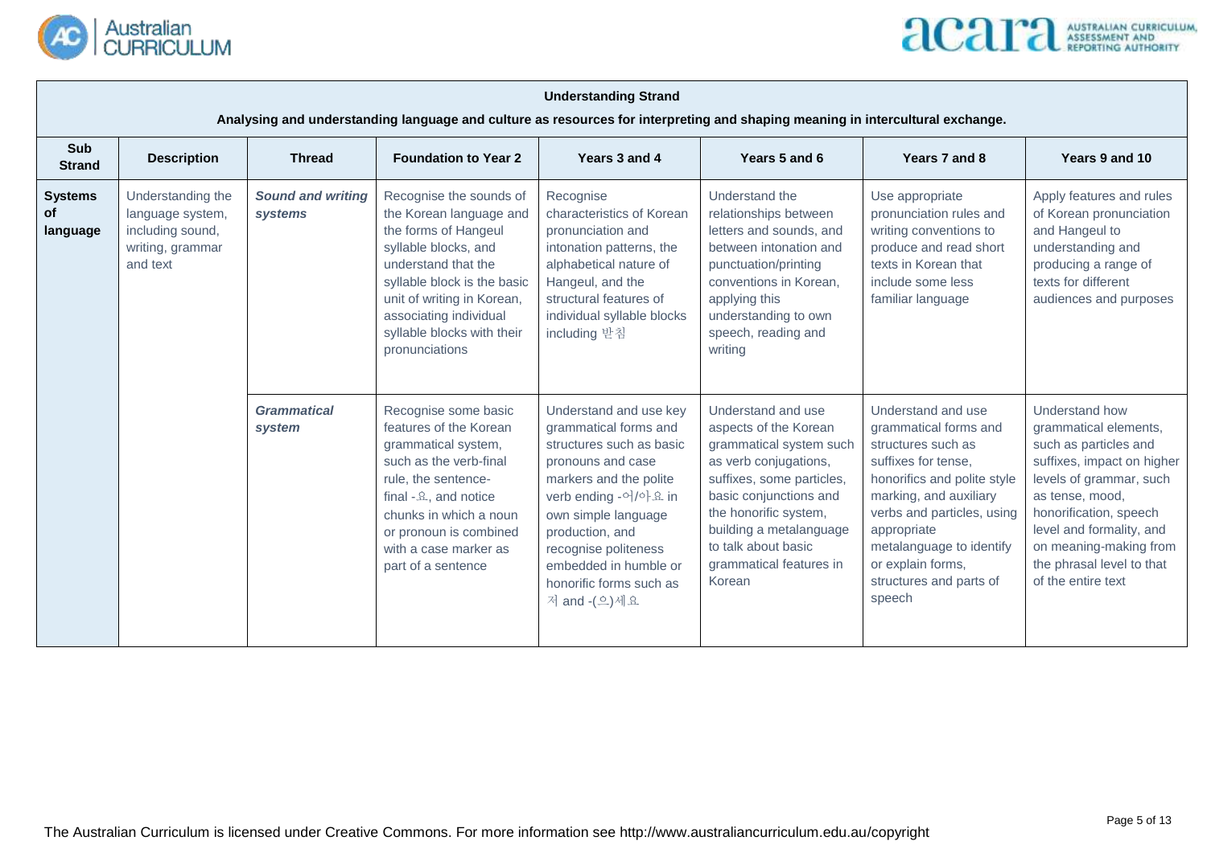| **Understanding Strand**<br><br>**Analysing and understanding language and culture as resources for interpreting and shaping meaning in intercultural exchange.** | | | | | | | |
|---|---|---|---|---|---|---|---|
| **Sub Strand** | **Description** | **Thread** | **Foundation to Year 2** | **Years 3 and 4** | **Years 5 and 6** | **Years 7 and 8** | **Years 9 and 10** |
| **Systems of language** | Understanding the language system, including sound, writing, grammar and text | ***Sound and writing systems*** | Recognise the sounds of the Korean language and the forms of Hangeul syllable blocks, and understand that the syllable block is the basic unit of writing in Korean, associating individual syllable blocks with their pronunciations | Recognise characteristics of Korean pronunciation and intonation patterns, the alphabetical nature of Hangeul, and the structural features of individual syllable blocks including 받침 | Understand the relationships between letters and sounds, and between intonation and punctuation/printing conventions in Korean, applying this understanding to own speech, reading and writing | Use appropriate pronunciation rules and writing conventions to produce and read short texts in Korean that include some less familiar language | Apply features and rules of Korean pronunciation and Hangeul to understanding and producing a range of texts for different audiences and purposes |
| | | ***Grammatical system*** | Recognise some basic features of the Korean grammatical system, such as the verb-final rule, the sentence-final -요, and notice chunks in which a noun or pronoun is combined with a case marker as part of a sentence | Understand and use key grammatical forms and structures such as basic pronouns and case markers and the polite verb ending -어/아요 in own simple language production, and recognise politeness embedded in humble or honorific forms such as 저 and -(으)세요 | Understand and use aspects of the Korean grammatical system such as verb conjugations, suffixes, some particles, basic conjunctions and the honorific system, building a metalanguage to talk about basic grammatical features in Korean | Understand and use grammatical forms and structures such as suffixes for tense, honorifics and polite style marking, and auxiliary verbs and particles, using appropriate metalanguage to identify or explain forms, structures and parts of speech | Understand how grammatical elements, such as particles and suffixes, impact on higher levels of grammar, such as tense, mood, honorification, speech level and formality, and on meaning-making from the phrasal level to that of the entire text |

The Australian Curriculum is licensed under Creative Commons. For more information see http://www.australiancurriculum.edu.au/copyright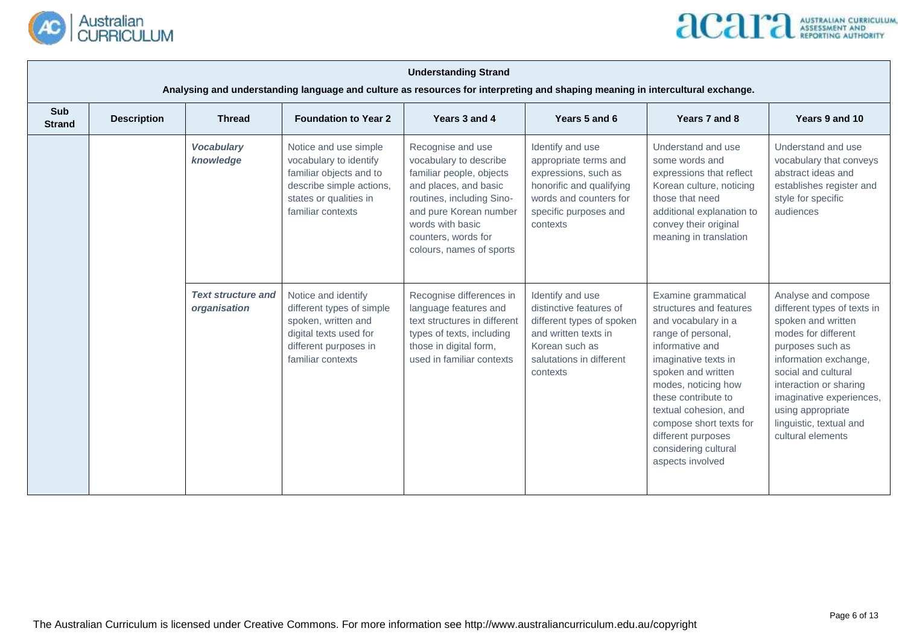| Understanding Strand<br>Analysing and understanding language and culture as resources for interpreting and shaping meaning in intercultural exchange. | | | | | | | |
|---|---|---|---|---|---|---|---|
| **Sub Strand** | **Description** | **Thread** | **Foundation to Year 2** | **Years 3 and 4** | **Years 5 and 6** | **Years 7 and 8** | **Years 9 and 10** |
| | | ***Vocabulary knowledge*** | Notice and use simple vocabulary to identify familiar objects and to describe simple actions, states or qualities in familiar contexts | Recognise and use vocabulary to describe familiar people, objects and places, and basic routines, including Sino- and pure Korean number words with basic counters, words for colours, names of sports | Identify and use appropriate terms and expressions, such as honorific and qualifying words and counters for specific purposes and contexts | Understand and use some words and expressions that reflect Korean culture, noticing those that need additional explanation to convey their original meaning in translation | Understand and use vocabulary that conveys abstract ideas and establishes register and style for specific audiences |
| | | ***Text structure and organisation*** | Notice and identify different types of simple spoken, written and digital texts used for different purposes in familiar contexts | Recognise differences in language features and text structures in different types of texts, including those in digital form, used in familiar contexts | Identify and use distinctive features of different types of spoken and written texts in Korean such as salutations in different contexts | Examine grammatical structures and features and vocabulary in a range of personal, informative and imaginative texts in spoken and written modes, noticing how these contribute to textual cohesion, and compose short texts for different purposes considering cultural aspects involved | Analyse and compose different types of texts in spoken and written modes for different purposes such as information exchange, social and cultural interaction or sharing imaginative experiences, using appropriate linguistic, textual and cultural elements |

The Australian Curriculum is licensed under Creative Commons. For more information see http://www.australiancurriculum.edu.au/copyright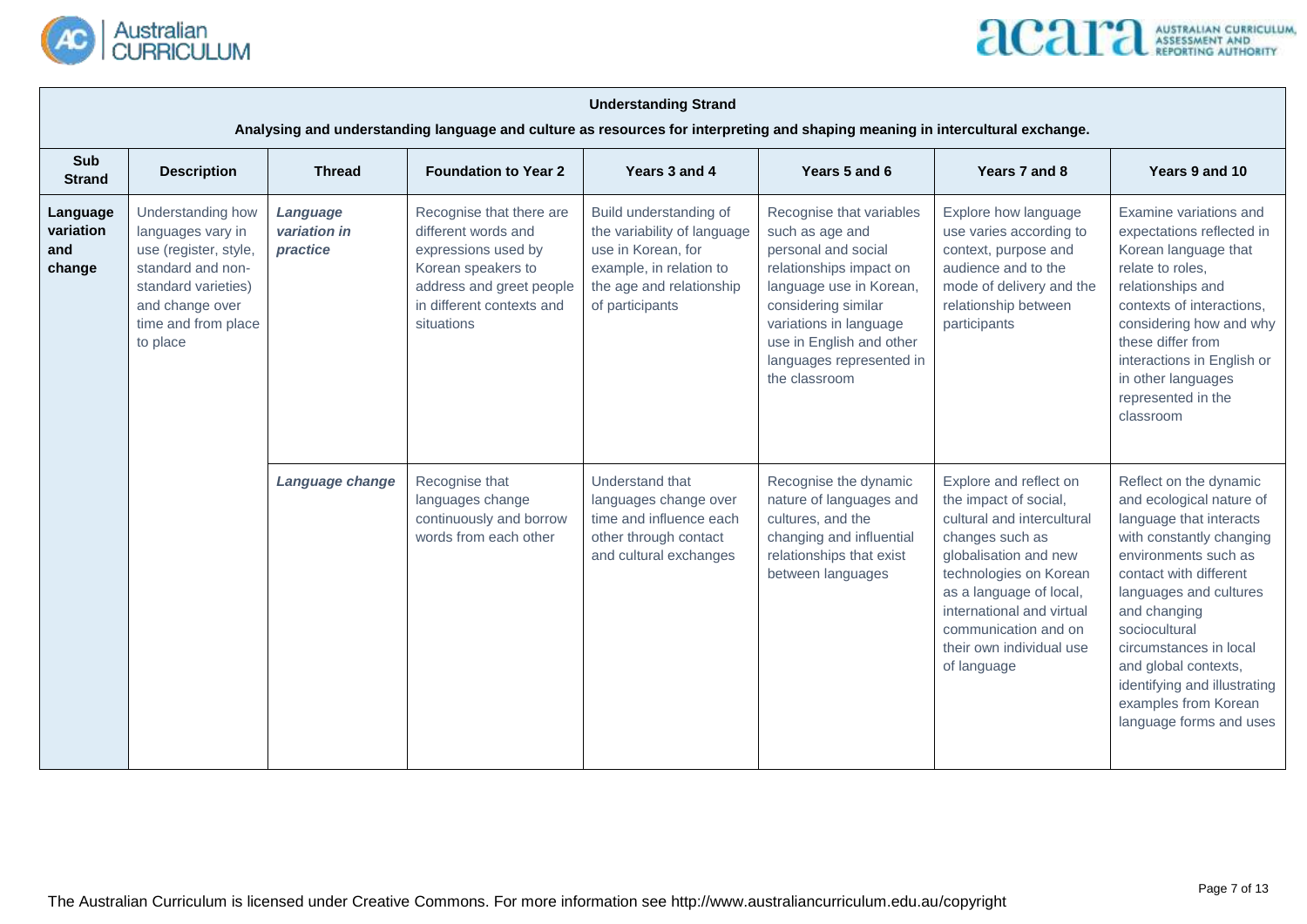| **Understanding Strand**<br>**Analysing and understanding language and culture as resources for interpreting and shaping meaning in intercultural exchange.** | | | | | | | |
|---|---|---|---|---|---|---|---|
| **Sub Strand** | **Description** | **Thread** | **Foundation to Year 2** | **Years 3 and 4** | **Years 5 and 6** | **Years 7 and 8** | **Years 9 and 10** |
| **Language variation and change** | Understanding how languages vary in use (register, style, standard and non-standard varieties) and change over time and from place to place | ***Language variation in practice*** | Recognise that there are different words and expressions used by Korean speakers to address and greet people in different contexts and situations | Build understanding of the variability of language use in Korean, for example, in relation to the age and relationship of participants | Recognise that variables such as age and personal and social relationships impact on language use in Korean, considering similar variations in language use in English and other languages represented in the classroom | Explore how language use varies according to context, purpose and audience and to the mode of delivery and the relationship between participants | Examine variations and expectations reflected in Korean language that relate to roles, relationships and contexts of interactions, considering how and why these differ from interactions in English or in other languages represented in the classroom |
| | | ***Language change*** | Recognise that languages change continuously and borrow words from each other | Understand that languages change over time and influence each other through contact and cultural exchanges | Recognise the dynamic nature of languages and cultures, and the changing and influential relationships that exist between languages | Explore and reflect on the impact of social, cultural and intercultural changes such as globalisation and new technologies on Korean as a language of local, international and virtual communication and on their own individual use of language | Reflect on the dynamic and ecological nature of language that interacts with constantly changing environments such as contact with different languages and cultures and changing sociocultural circumstances in local and global contexts, identifying and illustrating examples from Korean language forms and uses |

The Australian Curriculum is licensed under Creative Commons. For more information see http://www.australiancurriculum.edu.au/copyright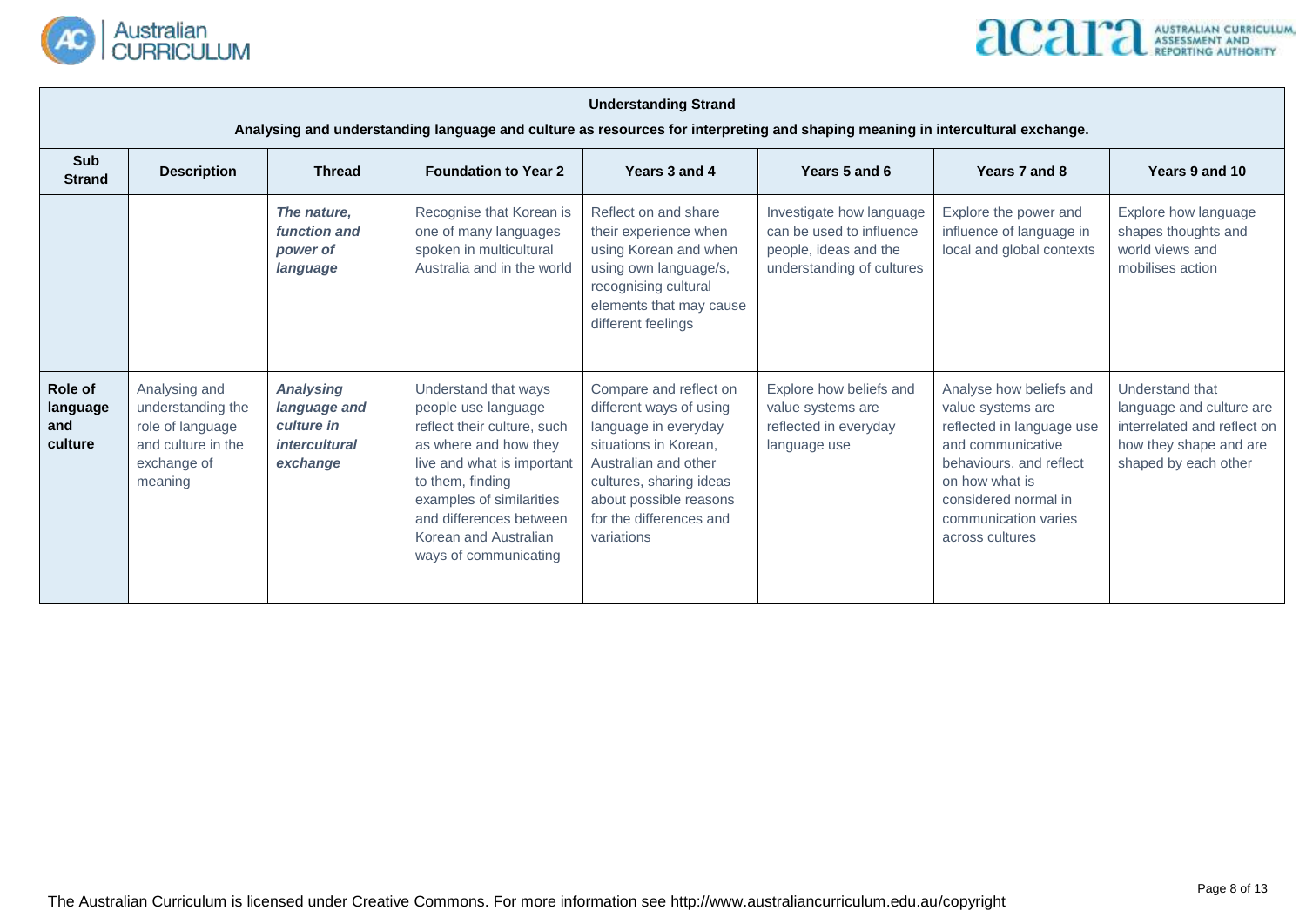| Understanding Strand<br>Analysing and understanding language and culture as resources for interpreting and shaping meaning in intercultural exchange. | | | | | | | |
|---|---|---|---|---|---|---|---|
| **Sub Strand** | **Description** | **Thread** | **Foundation to Year 2** | **Years 3 and 4** | **Years 5 and 6** | **Years 7 and 8** | **Years 9 and 10** |
| | | ***The nature, function and power of language*** | Recognise that Korean is one of many languages spoken in multicultural Australia and in the world | Reflect on and share their experience when using Korean and when using own language/s, recognising cultural elements that may cause different feelings | Investigate how language can be used to influence people, ideas and the understanding of cultures | Explore the power and influence of language in local and global contexts | Explore how language shapes thoughts and world views and mobilises action |
| **Role of language and culture** | Analysing and understanding the role of language and culture in the exchange of meaning | ***Analysing language and culture in intercultural exchange*** | Understand that ways people use language reflect their culture, such as where and how they live and what is important to them, finding examples of similarities and differences between Korean and Australian ways of communicating | Compare and reflect on different ways of using language in everyday situations in Korean, Australian and other cultures, sharing ideas about possible reasons for the differences and variations | Explore how beliefs and value systems are reflected in everyday language use | Analyse how beliefs and value systems are reflected in language use and communicative behaviours, and reflect on how what is considered normal in communication varies across cultures | Understand that language and culture are interrelated and reflect on how they shape and are shaped by each other |

The Australian Curriculum is licensed under Creative Commons. For more information see http://www.australiancurriculum.edu.au/copyright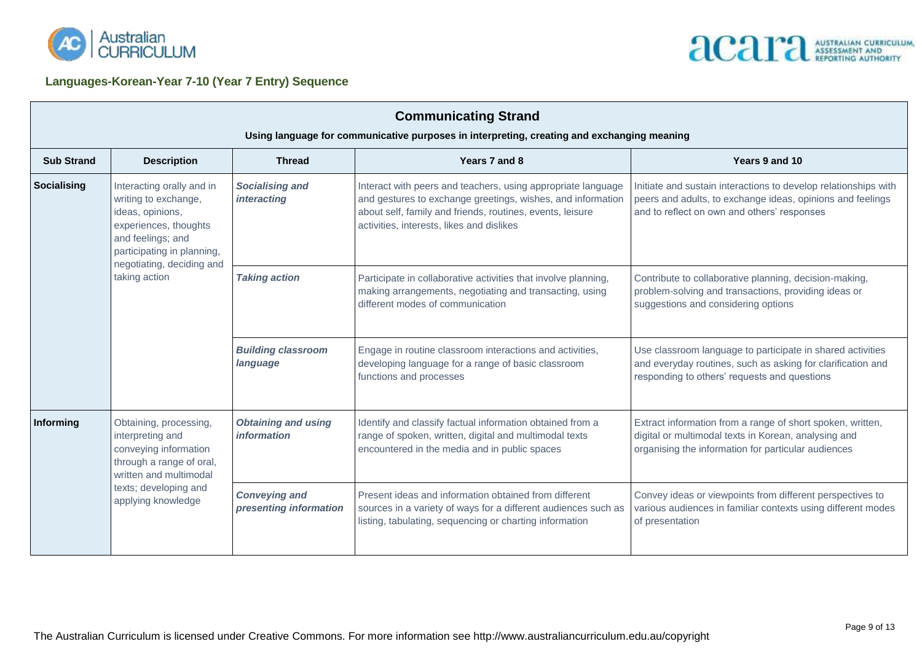## Languages-Korean-Year 7-10 (Year 7 Entry) Sequence

| **Communicating Strand**<br>**Using language for communicative purposes in interpreting, creating and exchanging meaning** | | | | |
|---|---|---|---|---|
| **Sub Strand** | **Description** | **Thread** | **Years 7 and 8** | **Years 9 and 10** |
| **Socialising** | Interacting orally and in writing to exchange, ideas, opinions, experiences, thoughts and feelings; and participating in planning, negotiating, deciding and taking action | ***Socialising and interacting*** | Interact with peers and teachers, using appropriate language and gestures to exchange greetings, wishes, and information about self, family and friends, routines, events, leisure activities, interests, likes and dislikes | Initiate and sustain interactions to develop relationships with peers and adults, to exchange ideas, opinions and feelings and to reflect on own and others' responses |
| | | ***Taking action*** | Participate in collaborative activities that involve planning, making arrangements, negotiating and transacting, using different modes of communication | Contribute to collaborative planning, decision-making, problem-solving and transactions, providing ideas or suggestions and considering options |
| | | ***Building classroom language*** | Engage in routine classroom interactions and activities, developing language for a range of basic classroom functions and processes | Use classroom language to participate in shared activities and everyday routines, such as asking for clarification and responding to others' requests and questions |
| **Informing** | Obtaining, processing, interpreting and conveying information through a range of oral, written and multimodal texts; developing and applying knowledge | ***Obtaining and using information*** | Identify and classify factual information obtained from a range of spoken, written, digital and multimodal texts encountered in the media and in public spaces | Extract information from a range of short spoken, written, digital or multimodal texts in Korean, analysing and organising the information for particular audiences |
| | | ***Conveying and presenting information*** | Present ideas and information obtained from different sources in a variety of ways for a different audiences such as listing, tabulating, sequencing or charting information | Convey ideas or viewpoints from different perspectives to various audiences in familiar contexts using different modes of presentation |

The Australian Curriculum is licensed under Creative Commons. For more information see http://www.australiancurriculum.edu.au/copyright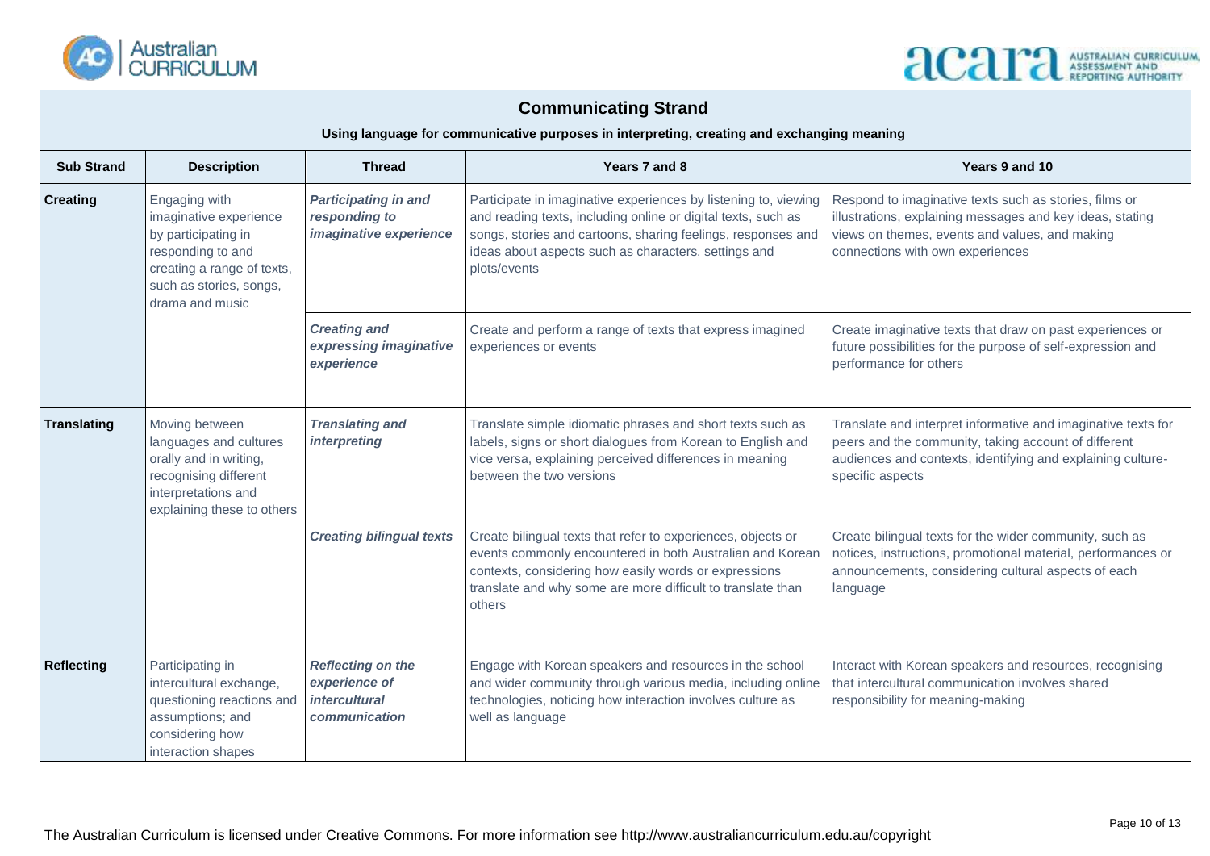## Communicating Strand

**Using language for communicative purposes in interpreting, creating and exchanging meaning**

| Sub Strand | Description | Thread | Years 7 and 8 | Years 9 and 10 |
|---|---|---|---|---|
| **Creating** | Engaging with imaginative experience by participating in responding to and creating a range of texts, such as stories, songs, drama and music | ***Participating in and responding to imaginative experience*** | Participate in imaginative experiences by listening to, viewing and reading texts, including online or digital texts, such as songs, stories and cartoons, sharing feelings, responses and ideas about aspects such as characters, settings and plots/events | Respond to imaginative texts such as stories, films or illustrations, explaining messages and key ideas, stating views on themes, events and values, and making connections with own experiences |
| | | ***Creating and expressing imaginative experience*** | Create and perform a range of texts that express imagined experiences or events | Create imaginative texts that draw on past experiences or future possibilities for the purpose of self-expression and performance for others |
| **Translating** | Moving between languages and cultures orally and in writing, recognising different interpretations and explaining these to others | ***Translating and interpreting*** | Translate simple idiomatic phrases and short texts such as labels, signs or short dialogues from Korean to English and vice versa, explaining perceived differences in meaning between the two versions | Translate and interpret informative and imaginative texts for peers and the community, taking account of different audiences and contexts, identifying and explaining culture-specific aspects |
| | | ***Creating bilingual texts*** | Create bilingual texts that refer to experiences, objects or events commonly encountered in both Australian and Korean contexts, considering how easily words or expressions translate and why some are more difficult to translate than others | Create bilingual texts for the wider community, such as notices, instructions, promotional material, performances or announcements, considering cultural aspects of each language |
| **Reflecting** | Participating in intercultural exchange, questioning reactions and assumptions; and considering how interaction shapes | ***Reflecting on the experience of intercultural communication*** | Engage with Korean speakers and resources in the school and wider community through various media, including online technologies, noticing how interaction involves culture as well as language | Interact with Korean speakers and resources, recognising that intercultural communication involves shared responsibility for meaning-making |

The Australian Curriculum is licensed under Creative Commons. For more information see http://www.australiancurriculum.edu.au/copyright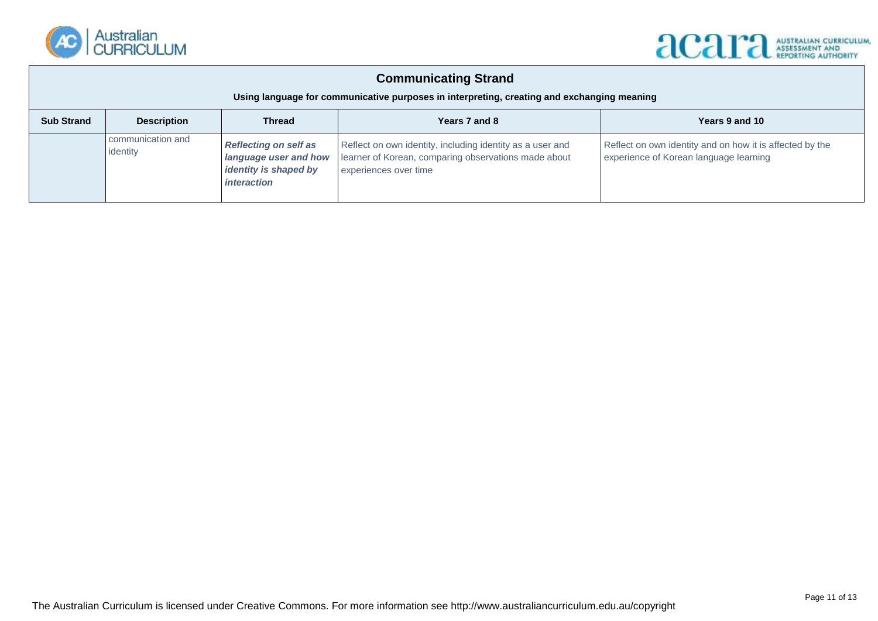## Communicating Strand

**Using language for communicative purposes in interpreting, creating and exchanging meaning**

| Sub Strand | Description | Thread | Years 7 and 8 | Years 9 and 10 |
| --- | --- | --- | --- | --- |
| | communication and identity | ***Reflecting on self as language user and how identity is shaped by interaction*** | Reflect on own identity, including identity as a user and learner of Korean, comparing observations made about experiences over time | Reflect on own identity and on how it is affected by the experience of Korean language learning |

The Australian Curriculum is licensed under Creative Commons. For more information see http://www.australiancurriculum.edu.au/copyright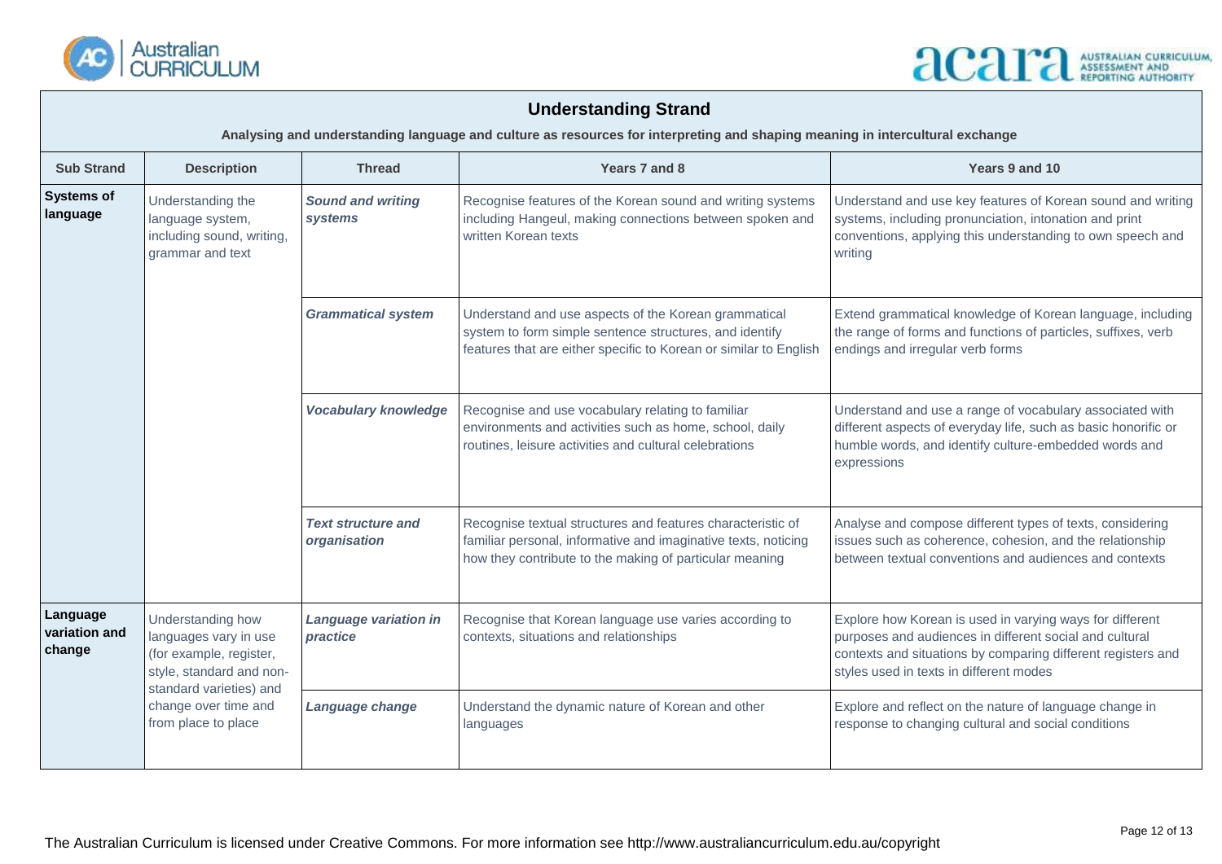## Understanding Strand

**Analysing and understanding language and culture as resources for interpreting and shaping meaning in intercultural exchange**

| Sub Strand | Description | Thread | Years 7 and 8 | Years 9 and 10 |
|---|---|---|---|---|
| **Systems of language** | Understanding the language system, including sound, writing, grammar and text | ***Sound and writing systems*** | Recognise features of the Korean sound and writing systems including Hangeul, making connections between spoken and written Korean texts | Understand and use key features of Korean sound and writing systems, including pronunciation, intonation and print conventions, applying this understanding to own speech and writing |
| | | ***Grammatical system*** | Understand and use aspects of the Korean grammatical system to form simple sentence structures, and identify features that are either specific to Korean or similar to English | Extend grammatical knowledge of Korean language, including the range of forms and functions of particles, suffixes, verb endings and irregular verb forms |
| | | ***Vocabulary knowledge*** | Recognise and use vocabulary relating to familiar environments and activities such as home, school, daily routines, leisure activities and cultural celebrations | Understand and use a range of vocabulary associated with different aspects of everyday life, such as basic honorific or humble words, and identify culture-embedded words and expressions |
| | | ***Text structure and organisation*** | Recognise textual structures and features characteristic of familiar personal, informative and imaginative texts, noticing how they contribute to the making of particular meaning | Analyse and compose different types of texts, considering issues such as coherence, cohesion, and the relationship between textual conventions and audiences and contexts |
| **Language variation and change** | Understanding how languages vary in use (for example, register, style, standard and non-standard varieties) and change over time and from place to place | ***Language variation in practice*** | Recognise that Korean language use varies according to contexts, situations and relationships | Explore how Korean is used in varying ways for different purposes and audiences in different social and cultural contexts and situations by comparing different registers and styles used in texts in different modes |
| | | ***Language change*** | Understand the dynamic nature of Korean and other languages | Explore and reflect on the nature of language change in response to changing cultural and social conditions |

The Australian Curriculum is licensed under Creative Commons. For more information see http://www.australiancurriculum.edu.au/copyright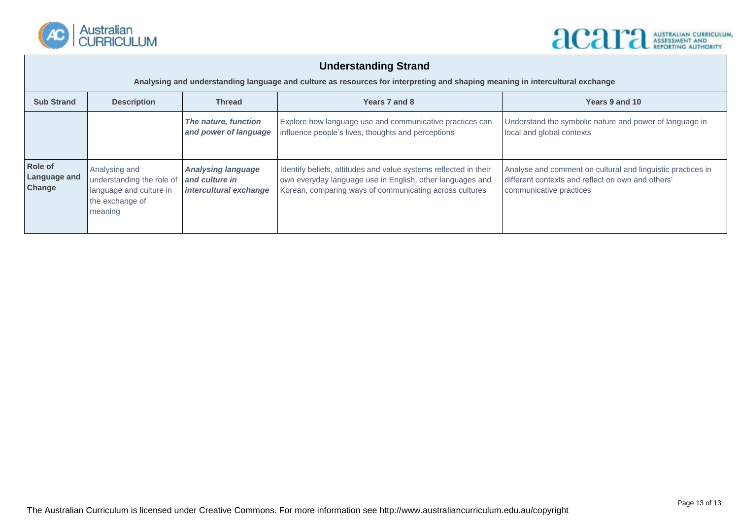| Understanding Strand | | | | |
|---|---|---|---|---|
| **Analysing and understanding language and culture as resources for interpreting and shaping meaning in intercultural exchange** | | | | |
| **Sub Strand** | **Description** | **Thread** | **Years 7 and 8** | **Years 9 and 10** |
| | | ***The nature, function and power of language*** | Explore how language use and communicative practices can influence people's lives, thoughts and perceptions | Understand the symbolic nature and power of language in local and global contexts |
| **Role of Language and Change** | Analysing and understanding the role of language and culture in the exchange of meaning | ***Analysing language and culture in intercultural exchange*** | Identify beliefs, attitudes and value systems reflected in their own everyday language use in English, other languages and Korean, comparing ways of communicating across cultures | Analyse and comment on cultural and linguistic practices in different contexts and reflect on own and others' communicative practices |

The Australian Curriculum is licensed under Creative Commons. For more information see http://www.australiancurriculum.edu.au/copyright